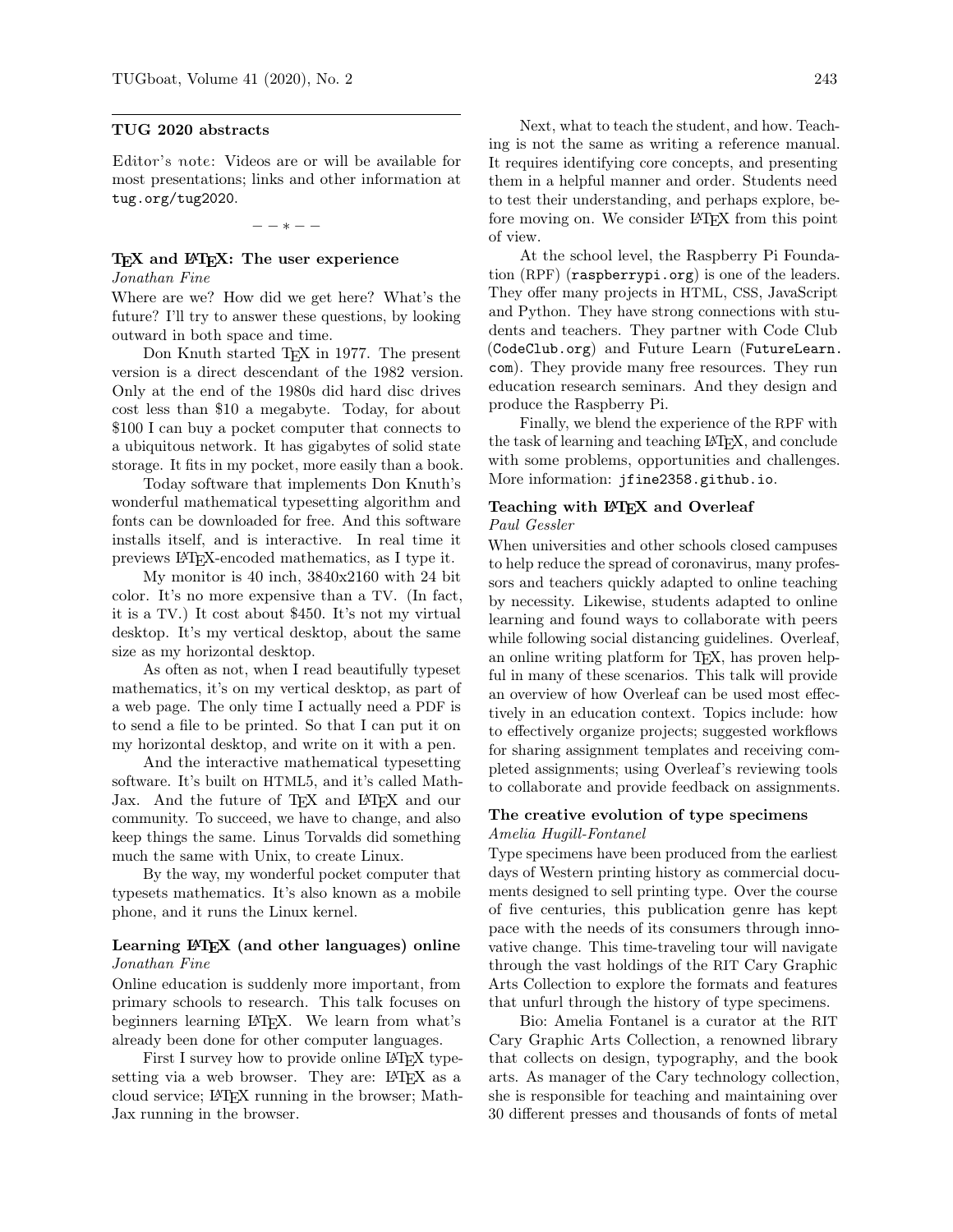## TUG 2020 abstracts

*Editor's note*: Videos are or will be available for most presentations; links and other information at tug.org/tug2020.

— — ∗ — —

### TeX and LaTeX: The user experience

*Jonathan Fine*

Where are we? How did we get here? What's the future? I'll try to answer these questions, by looking outward in both space and time.

Don Knuth started TeX in 1977. The present version is a direct descendant of the 1982 version. Only at the end of the 1980s did hard disc drives cost less than $10 a megabyte. Today, for about $100 I can buy a pocket computer that connects to a ubiquitous network. It has gigabytes of solid state storage. It fits in my pocket, more easily than a book.

Today software that implements Don Knuth's wonderful mathematical typesetting algorithm and fonts can be downloaded for free. And this software installs itself, and is interactive. In real time it previews LaTeX-encoded mathematics, as I type it.

My monitor is 40 inch, 3840x2160 with 24 bit color. It's no more expensive than a TV. (In fact, it is a TV.) It cost about $450. It's not my virtual desktop. It's my vertical desktop, about the same size as my horizontal desktop.

As often as not, when I read beautifully typeset mathematics, it's on my vertical desktop, as part of a web page. The only time I actually need a PDF is to send a file to be printed. So that I can put it on my horizontal desktop, and write on it with a pen.

And the interactive mathematical typesetting software. It's built on HTML5, and it's called MathJax. And the future of TeX and LaTeX and our community. To succeed, we have to change, and also keep things the same. Linus Torvalds did something much the same with Unix, to create Linux.

By the way, my wonderful pocket computer that typesets mathematics. It's also known as a mobile phone, and it runs the Linux kernel.

### Learning LaTeX (and other languages) online

*Jonathan Fine*

Online education is suddenly more important, from primary schools to research. This talk focuses on beginners learning LaTeX. We learn from what's already been done for other computer languages.

First I survey how to provide online LaTeX typesetting via a web browser. They are: LaTeX as a cloud service; LaTeX running in the browser; MathJax running in the browser.

Next, what to teach the student, and how. Teaching is not the same as writing a reference manual. It requires identifying core concepts, and presenting them in a helpful manner and order. Students need to test their understanding, and perhaps explore, before moving on. We consider LaTeX from this point of view.

At the school level, the Raspberry Pi Foundation (RPF) (raspberrypi.org) is one of the leaders. They offer many projects in HTML, CSS, JavaScript and Python. They have strong connections with students and teachers. They partner with Code Club (CodeClub.org) and Future Learn (FutureLearn.com). They provide many free resources. They run education research seminars. And they design and produce the Raspberry Pi.

Finally, we blend the experience of the RPF with the task of learning and teaching LaTeX, and conclude with some problems, opportunities and challenges. More information: jfine2358.github.io.

### Teaching with LaTeX and Overleaf

*Paul Gessler*

When universities and other schools closed campuses to help reduce the spread of coronavirus, many professors and teachers quickly adapted to online teaching by necessity. Likewise, students adapted to online learning and found ways to collaborate with peers while following social distancing guidelines. Overleaf, an online writing platform for TeX, has proven helpful in many of these scenarios. This talk will provide an overview of how Overleaf can be used most effectively in an education context. Topics include: how to effectively organize projects; suggested workflows for sharing assignment templates and receiving completed assignments; using Overleaf's reviewing tools to collaborate and provide feedback on assignments.

### The creative evolution of type specimens

*Amelia Hugill-Fontanel*

Type specimens have been produced from the earliest days of Western printing history as commercial documents designed to sell printing type. Over the course of five centuries, this publication genre has kept pace with the needs of its consumers through innovative change. This time-traveling tour will navigate through the vast holdings of the RIT Cary Graphic Arts Collection to explore the formats and features that unfurl through the history of type specimens.

Bio: Amelia Fontanel is a curator at the RIT Cary Graphic Arts Collection, a renowned library that collects on design, typography, and the book arts. As manager of the Cary technology collection, she is responsible for teaching and maintaining over 30 different presses and thousands of fonts of metal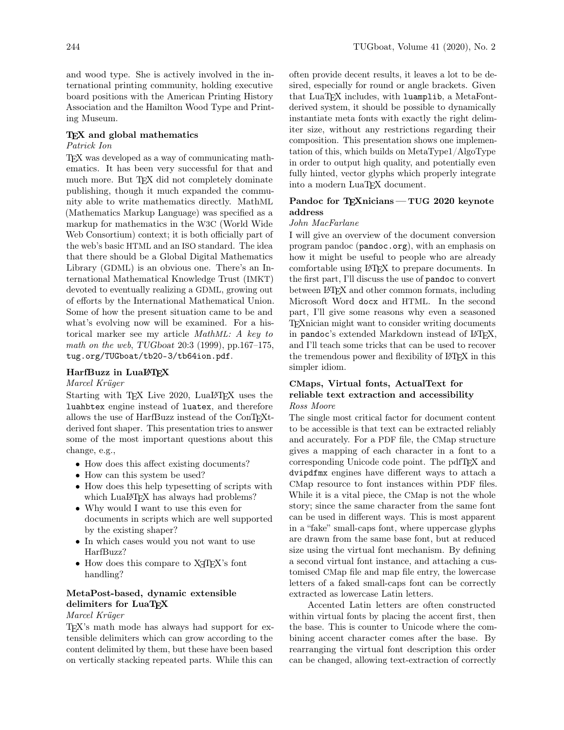and wood type. She is actively involved in the international printing community, holding executive board positions with the American Printing History Association and the Hamilton Wood Type and Printing Museum.

### TeX and global mathematics

*Patrick Ion*

TeX was developed as a way of communicating mathematics. It has been very successful for that and much more. But TeX did not completely dominate publishing, though it much expanded the community able to write mathematics directly. MathML (Mathematics Markup Language) was specified as a markup for mathematics in the W3C (World Wide Web Consortium) context; it is both officially part of the web's basic HTML and an ISO standard. The idea that there should be a Global Digital Mathematics Library (GDML) is an obvious one. There's an International Mathematical Knowledge Trust (IMKT) devoted to eventually realizing a GDML, growing out of efforts by the International Mathematical Union. Some of how the present situation came to be and what's evolving now will be examined. For a historical marker see my article *MathML: A key to math on the web*, *TUGboat* 20:3 (1999), pp.167–175, `tug.org/TUGboat/tb20-3/tb64ion.pdf`.

### HarfBuzz in LuaLaTeX

*Marcel Krüger*

Starting with TeX Live 2020, LuaLaTeX uses the `luahbtex` engine instead of `luatex`, and therefore allows the use of HarfBuzz instead of the ConTeXt-derived font shaper. This presentation tries to answer some of the most important questions about this change, e.g.,

- How does this affect existing documents?
- How can this system be used?
- How does this help typesetting of scripts with which LuaLaTeX has always had problems?
- Why would I want to use this even for documents in scripts which are well supported by the existing shaper?
- In which cases would you not want to use HarfBuzz?
- How does this compare to XeTeX's font handling?

### MetaPost-based, dynamic extensible delimiters for LuaTeX

*Marcel Krüger*

TeX's math mode has always had support for extensible delimiters which can grow according to the content delimited by them, but these have been based on vertically stacking repeated parts. While this can often provide decent results, it leaves a lot to be desired, especially for round or angle brackets. Given that LuaTeX includes, with `luamplib`, a MetaFont-derived system, it should be possible to dynamically instantiate meta fonts with exactly the right delimiter size, without any restrictions regarding their composition. This presentation shows one implementation of this, which builds on MetaType1/AlgoType in order to output high quality, and potentially even fully hinted, vector glyphs which properly integrate into a modern LuaTeX document.

### Pandoc for TeXnicians — TUG 2020 keynote address

*John MacFarlane*

I will give an overview of the document conversion program pandoc (`pandoc.org`), with an emphasis on how it might be useful to people who are already comfortable using LaTeX to prepare documents. In the first part, I'll discuss the use of `pandoc` to convert between LaTeX and other common formats, including Microsoft Word `docx` and HTML. In the second part, I'll give some reasons why even a seasoned TeXnician might want to consider writing documents in `pandoc`'s extended Markdown instead of LaTeX, and I'll teach some tricks that can be used to recover the tremendous power and flexibility of LaTeX in this simpler idiom.

### CMaps, Virtual fonts, ActualText for reliable text extraction and accessibility

*Ross Moore*

The single most critical factor for document content to be accessible is that text can be extracted reliably and accurately. For a PDF file, the CMap structure gives a mapping of each character in a font to a corresponding Unicode code point. The pdfTeX and `dvipdfmx` engines have different ways to attach a CMap resource to font instances within PDF files. While it is a vital piece, the CMap is not the whole story; since the same character from the same font can be used in different ways. This is most apparent in a "fake" small-caps font, where uppercase glyphs are drawn from the same base font, but at reduced size using the virtual font mechanism. By defining a second virtual font instance, and attaching a customised CMap file and map file entry, the lowercase letters of a faked small-caps font can be correctly extracted as lowercase Latin letters.

Accented Latin letters are often constructed within virtual fonts by placing the accent first, then the base. This is counter to Unicode where the combining accent character comes after the base. By rearranging the virtual font description this order can be changed, allowing text-extraction of correctly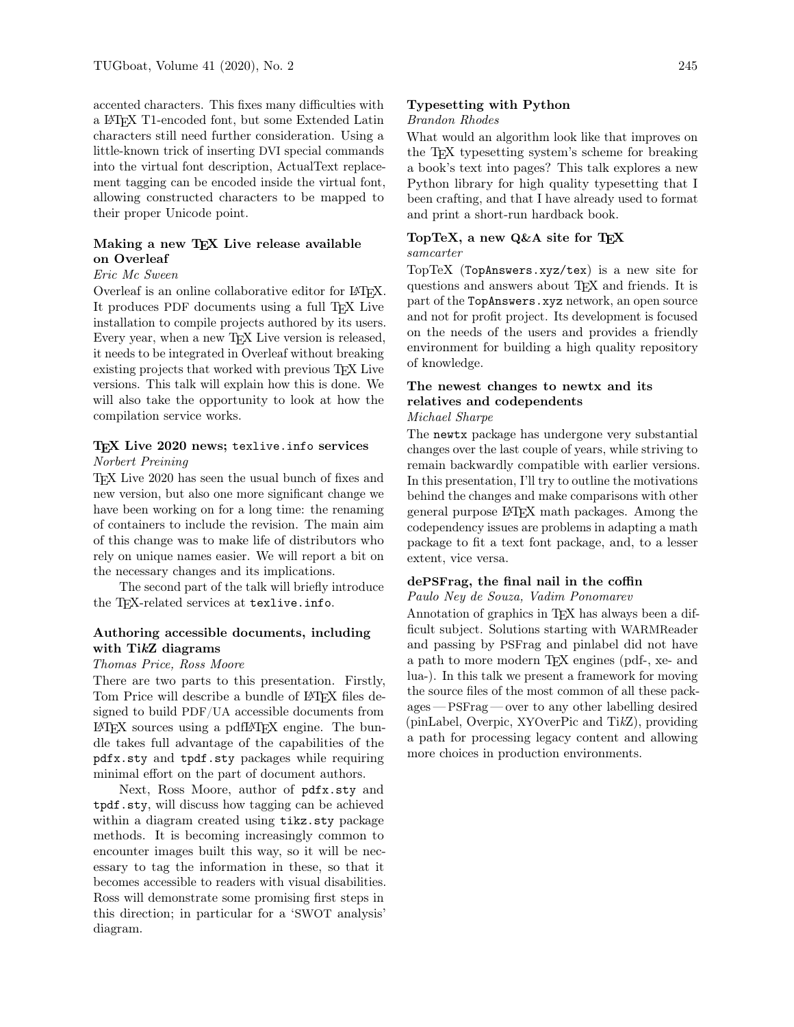accented characters. This fixes many difficulties with a LaTeX T1-encoded font, but some Extended Latin characters still need further consideration. Using a little-known trick of inserting DVI special commands into the virtual font description, ActualText replacement tagging can be encoded inside the virtual font, allowing constructed characters to be mapped to their proper Unicode point.

### Making a new TeX Live release available on Overleaf

*Eric Mc Sween*

Overleaf is an online collaborative editor for LaTeX. It produces PDF documents using a full TeX Live installation to compile projects authored by its users. Every year, when a new TeX Live version is released, it needs to be integrated in Overleaf without breaking existing projects that worked with previous TeX Live versions. This talk will explain how this is done. We will also take the opportunity to look at how the compilation service works.

### TeX Live 2020 news; `texlive.info` services

*Norbert Preining*

TeX Live 2020 has seen the usual bunch of fixes and new version, but also one more significant change we have been working on for a long time: the renaming of containers to include the revision. The main aim of this change was to make life of distributors who rely on unique names easier. We will report a bit on the necessary changes and its implications.

The second part of the talk will briefly introduce the TeX-related services at `texlive.info`.

### Authoring accessible documents, including with Ti*k*Z diagrams

*Thomas Price, Ross Moore*

There are two parts to this presentation. Firstly, Tom Price will describe a bundle of LaTeX files designed to build PDF/UA accessible documents from LaTeX sources using a pdfLaTeX engine. The bundle takes full advantage of the capabilities of the `pdfx.sty` and `tpdf.sty` packages while requiring minimal effort on the part of document authors.

Next, Ross Moore, author of `pdfx.sty` and `tpdf.sty`, will discuss how tagging can be achieved within a diagram created using `tikz.sty` package methods. It is becoming increasingly common to encounter images built this way, so it will be necessary to tag the information in these, so that it becomes accessible to readers with visual disabilities. Ross will demonstrate some promising first steps in this direction; in particular for a 'SWOT analysis' diagram.

### Typesetting with Python

*Brandon Rhodes*

What would an algorithm look like that improves on the TeX typesetting system's scheme for breaking a book's text into pages? This talk explores a new Python library for high quality typesetting that I been crafting, and that I have already used to format and print a short-run hardback book.

### TopTeX, a new Q&A site for TeX

*samcarter*

TopTeX (`TopAnswers.xyz/tex`) is a new site for questions and answers about TeX and friends. It is part of the `TopAnswers.xyz` network, an open source and not for profit project. Its development is focused on the needs of the users and provides a friendly environment for building a high quality repository of knowledge.

### The newest changes to newtx and its relatives and codependents

*Michael Sharpe*

The `newtx` package has undergone very substantial changes over the last couple of years, while striving to remain backwardly compatible with earlier versions. In this presentation, I'll try to outline the motivations behind the changes and make comparisons with other general purpose LaTeX math packages. Among the codependency issues are problems in adapting a math package to fit a text font package, and, to a lesser extent, vice versa.

### dePSFrag, the final nail in the coffin

*Paulo Ney de Souza, Vadim Ponomarev*

Annotation of graphics in TeX has always been a difficult subject. Solutions starting with WARMReader and passing by PSFrag and pinlabel did not have a path to more modern TeX engines (pdf-, xe- and lua-). In this talk we present a framework for moving the source files of the most common of all these packages — PSFrag — over to any other labelling desired (pinLabel, Overpic, XYOverPic and Ti*k*Z), providing a path for processing legacy content and allowing more choices in production environments.